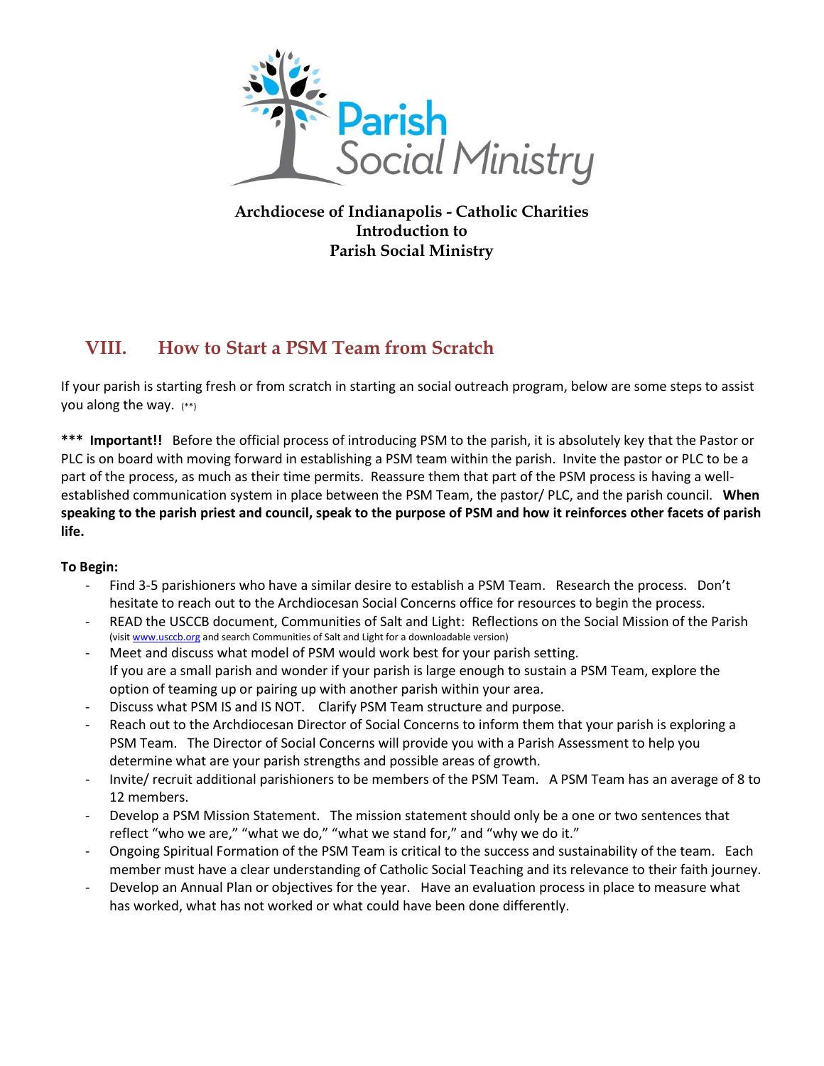Parish Social Ministry

**Archdiocese of Indianapolis - Catholic Charities**
**Introduction to**
**Parish Social Ministry**

## VIII. How to Start a PSM Team from Scratch

If your parish is starting fresh or from scratch in starting an social outreach program, below are some steps to assist you along the way. (**)

*** **Important!!** Before the official process of introducing PSM to the parish, it is absolutely key that the Pastor or PLC is on board with moving forward in establishing a PSM team within the parish. Invite the pastor or PLC to be a part of the process, as much as their time permits. Reassure them that part of the PSM process is having a well-established communication system in place between the PSM Team, the pastor/ PLC, and the parish council. **When speaking to the parish priest and council, speak to the purpose of PSM and how it reinforces other facets of parish life.**

**To Begin:**

- Find 3-5 parishioners who have a similar desire to establish a PSM Team. Research the process. Don't hesitate to reach out to the Archdiocesan Social Concerns office for resources to begin the process.
- READ the USCCB document, Communities of Salt and Light: Reflections on the Social Mission of the Parish (visit [www.usccb.org](http://www.usccb.org) and search Communities of Salt and Light for a downloadable version)
- Meet and discuss what model of PSM would work best for your parish setting. If you are a small parish and wonder if your parish is large enough to sustain a PSM Team, explore the option of teaming up or pairing up with another parish within your area.
- Discuss what PSM IS and IS NOT. Clarify PSM Team structure and purpose.
- Reach out to the Archdiocesan Director of Social Concerns to inform them that your parish is exploring a PSM Team. The Director of Social Concerns will provide you with a Parish Assessment to help you determine what are your parish strengths and possible areas of growth.
- Invite/ recruit additional parishioners to be members of the PSM Team. A PSM Team has an average of 8 to 12 members.
- Develop a PSM Mission Statement. The mission statement should only be a one or two sentences that reflect "who we are," "what we do," "what we stand for," and "why we do it."
- Ongoing Spiritual Formation of the PSM Team is critical to the success and sustainability of the team. Each member must have a clear understanding of Catholic Social Teaching and its relevance to their faith journey.
- Develop an Annual Plan or objectives for the year. Have an evaluation process in place to measure what has worked, what has not worked or what could have been done differently.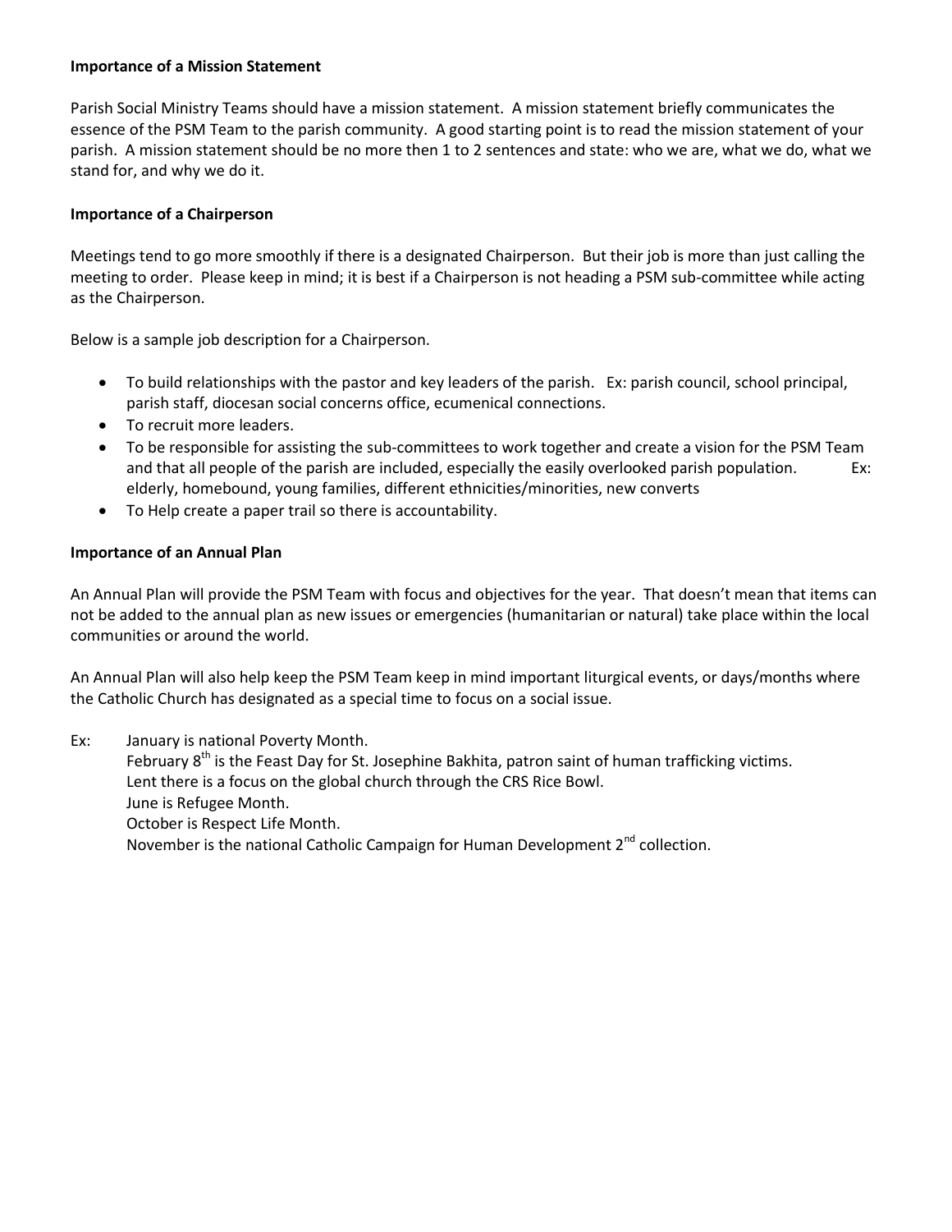**Importance of a Mission Statement**

Parish Social Ministry Teams should have a mission statement. A mission statement briefly communicates the essence of the PSM Team to the parish community. A good starting point is to read the mission statement of your parish. A mission statement should be no more then 1 to 2 sentences and state: who we are, what we do, what we stand for, and why we do it.

**Importance of a Chairperson**

Meetings tend to go more smoothly if there is a designated Chairperson. But their job is more than just calling the meeting to order. Please keep in mind; it is best if a Chairperson is not heading a PSM sub-committee while acting as the Chairperson.

Below is a sample job description for a Chairperson.

- To build relationships with the pastor and key leaders of the parish. Ex: parish council, school principal, parish staff, diocesan social concerns office, ecumenical connections.
- To recruit more leaders.
- To be responsible for assisting the sub-committees to work together and create a vision for the PSM Team and that all people of the parish are included, especially the easily overlooked parish population. Ex: elderly, homebound, young families, different ethnicities/minorities, new converts
- To Help create a paper trail so there is accountability.

**Importance of an Annual Plan**

An Annual Plan will provide the PSM Team with focus and objectives for the year. That doesn't mean that items can not be added to the annual plan as new issues or emergencies (humanitarian or natural) take place within the local communities or around the world.

An Annual Plan will also help keep the PSM Team keep in mind important liturgical events, or days/months where the Catholic Church has designated as a special time to focus on a social issue.

Ex: January is national Poverty Month.
February 8th is the Feast Day for St. Josephine Bakhita, patron saint of human trafficking victims.
Lent there is a focus on the global church through the CRS Rice Bowl.
June is Refugee Month.
October is Respect Life Month.
November is the national Catholic Campaign for Human Development 2nd collection.